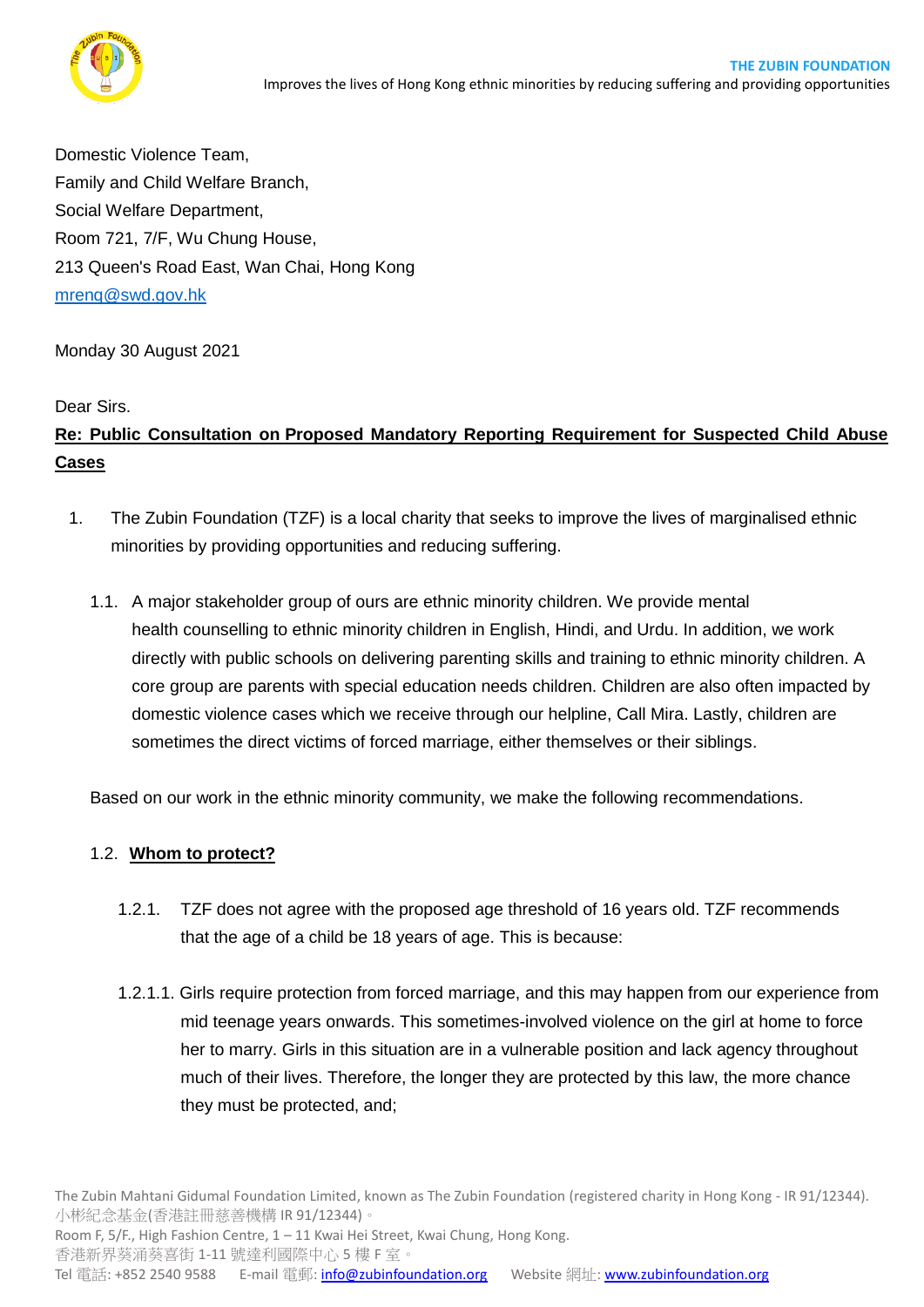Domestic Violence Team,
Family and Child Welfare Branch,
Social Welfare Department,
Room 721, 7/F, Wu Chung House,
213 Queen's Road East, Wan Chai, Hong Kong
mreng@swd.gov.hk

Monday 30 August 2021

Dear Sirs.

**Re: Public Consultation on Proposed Mandatory Reporting Requirement for Suspected Child Abuse Cases**

1. The Zubin Foundation (TZF) is a local charity that seeks to improve the lives of marginalised ethnic minorities by providing opportunities and reducing suffering.

   1.1. A major stakeholder group of ours are ethnic minority children. We provide mental health counselling to ethnic minority children in English, Hindi, and Urdu. In addition, we work directly with public schools on delivering parenting skills and training to ethnic minority children. A core group are parents with special education needs children. Children are also often impacted by domestic violence cases which we receive through our helpline, Call Mira. Lastly, children are sometimes the direct victims of forced marriage, either themselves or their siblings.

   Based on our work in the ethnic minority community, we make the following recommendations.

   1.2. **Whom to protect?**

      1.2.1. TZF does not agree with the proposed age threshold of 16 years old. TZF recommends that the age of a child be 18 years of age. This is because:

      1.2.1.1. Girls require protection from forced marriage, and this may happen from our experience from mid teenage years onwards. This sometimes-involved violence on the girl at home to force her to marry. Girls in this situation are in a vulnerable position and lack agency throughout much of their lives. Therefore, the longer they are protected by this law, the more chance they must be protected, and;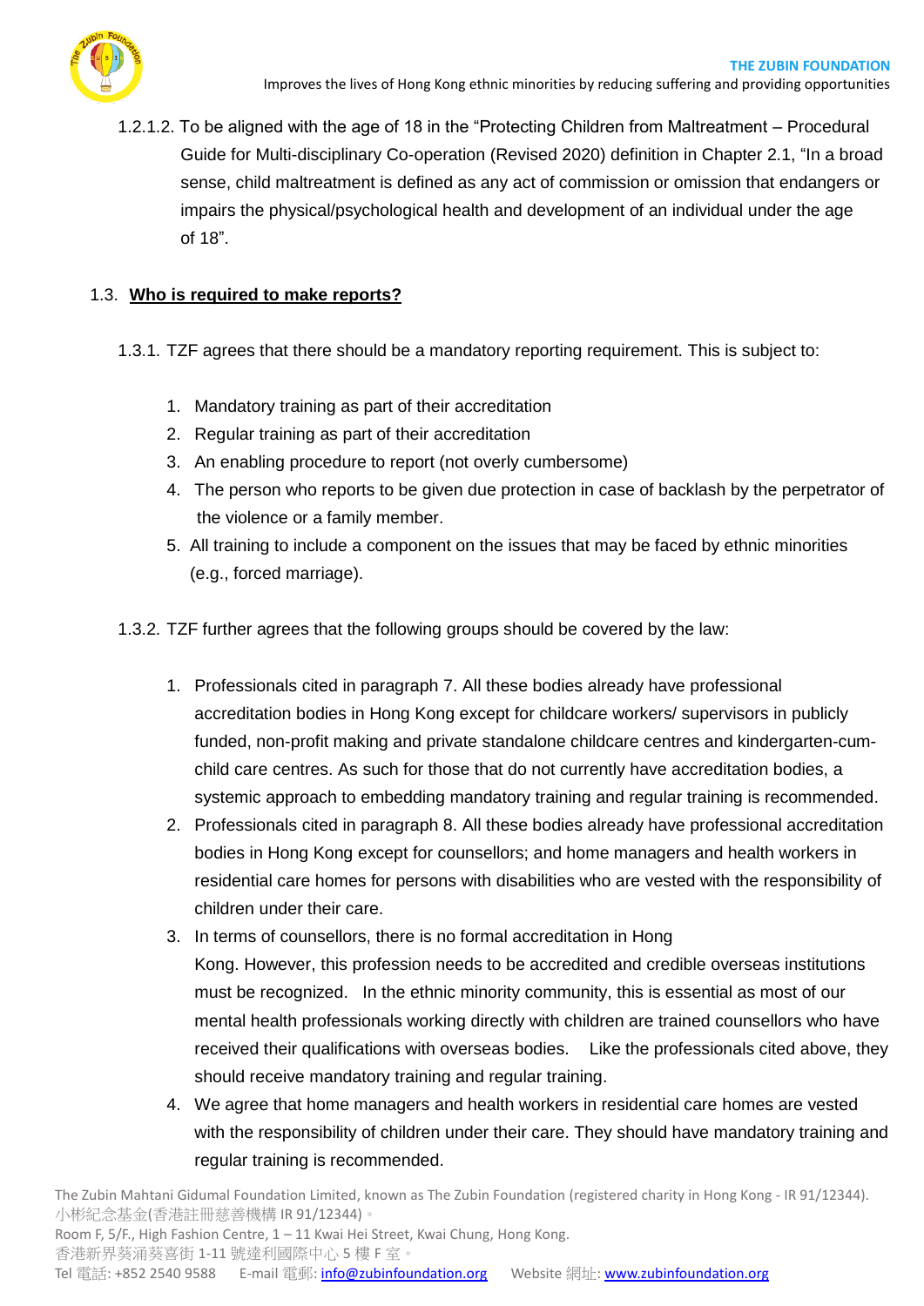1.2.1.2. To be aligned with the age of 18 in the "Protecting Children from Maltreatment – Procedural Guide for Multi-disciplinary Co-operation (Revised 2020) definition in Chapter 2.1, "In a broad sense, child maltreatment is defined as any act of commission or omission that endangers or impairs the physical/psychological health and development of an individual under the age of 18".

1.3. **Who is required to make reports?**

1.3.1. TZF agrees that there should be a mandatory reporting requirement. This is subject to:

1. Mandatory training as part of their accreditation
2. Regular training as part of their accreditation
3. An enabling procedure to report (not overly cumbersome)
4. The person who reports to be given due protection in case of backlash by the perpetrator of the violence or a family member.
5. All training to include a component on the issues that may be faced by ethnic minorities (e.g., forced marriage).

1.3.2. TZF further agrees that the following groups should be covered by the law:

1. Professionals cited in paragraph 7. All these bodies already have professional accreditation bodies in Hong Kong except for childcare workers/ supervisors in publicly funded, non-profit making and private standalone childcare centres and kindergarten-cum-child care centres. As such for those that do not currently have accreditation bodies, a systemic approach to embedding mandatory training and regular training is recommended.
2. Professionals cited in paragraph 8. All these bodies already have professional accreditation bodies in Hong Kong except for counsellors; and home managers and health workers in residential care homes for persons with disabilities who are vested with the responsibility of children under their care.
3. In terms of counsellors, there is no formal accreditation in Hong Kong. However, this profession needs to be accredited and credible overseas institutions must be recognized. In the ethnic minority community, this is essential as most of our mental health professionals working directly with children are trained counsellors who have received their qualifications with overseas bodies. Like the professionals cited above, they should receive mandatory training and regular training.
4. We agree that home managers and health workers in residential care homes are vested with the responsibility of children under their care. They should have mandatory training and regular training is recommended.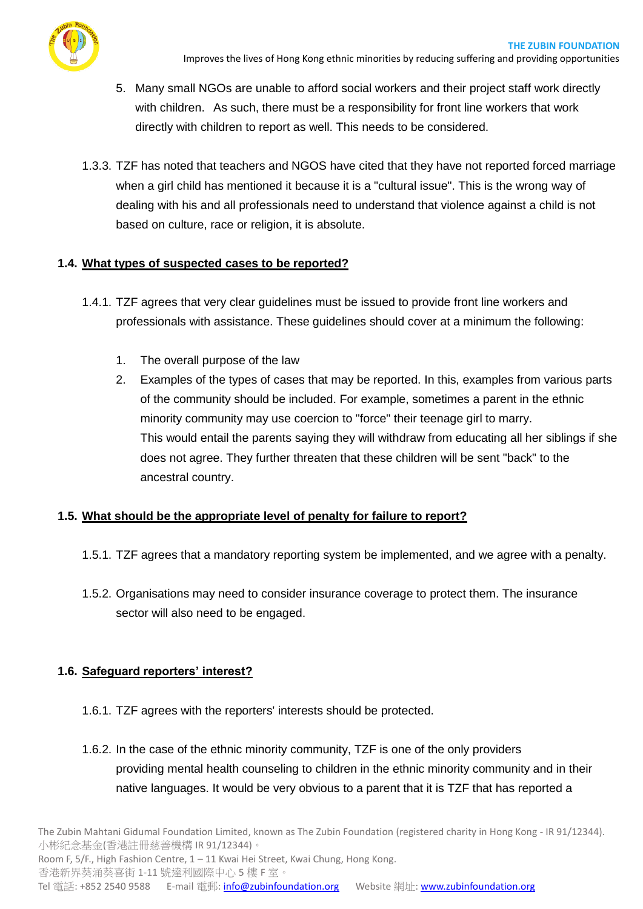5. Many small NGOs are unable to afford social workers and their project staff work directly with children. As such, there must be a responsibility for front line workers that work directly with children to report as well. This needs to be considered.

1.3.3. TZF has noted that teachers and NGOS have cited that they have not reported forced marriage when a girl child has mentioned it because it is a "cultural issue". This is the wrong way of dealing with his and all professionals need to understand that violence against a child is not based on culture, race or religion, it is absolute.

### 1.4. What types of suspected cases to be reported?

1.4.1. TZF agrees that very clear guidelines must be issued to provide front line workers and professionals with assistance. These guidelines should cover at a minimum the following:

1. The overall purpose of the law
2. Examples of the types of cases that may be reported. In this, examples from various parts of the community should be included. For example, sometimes a parent in the ethnic minority community may use coercion to "force" their teenage girl to marry. This would entail the parents saying they will withdraw from educating all her siblings if she does not agree. They further threaten that these children will be sent "back" to the ancestral country.

### 1.5. What should be the appropriate level of penalty for failure to report?

1.5.1. TZF agrees that a mandatory reporting system be implemented, and we agree with a penalty.

1.5.2. Organisations may need to consider insurance coverage to protect them. The insurance sector will also need to be engaged.

### 1.6. Safeguard reporters' interest?

1.6.1. TZF agrees with the reporters' interests should be protected.

1.6.2. In the case of the ethnic minority community, TZF is one of the only providers providing mental health counseling to children in the ethnic minority community and in their native languages. It would be very obvious to a parent that it is TZF that has reported a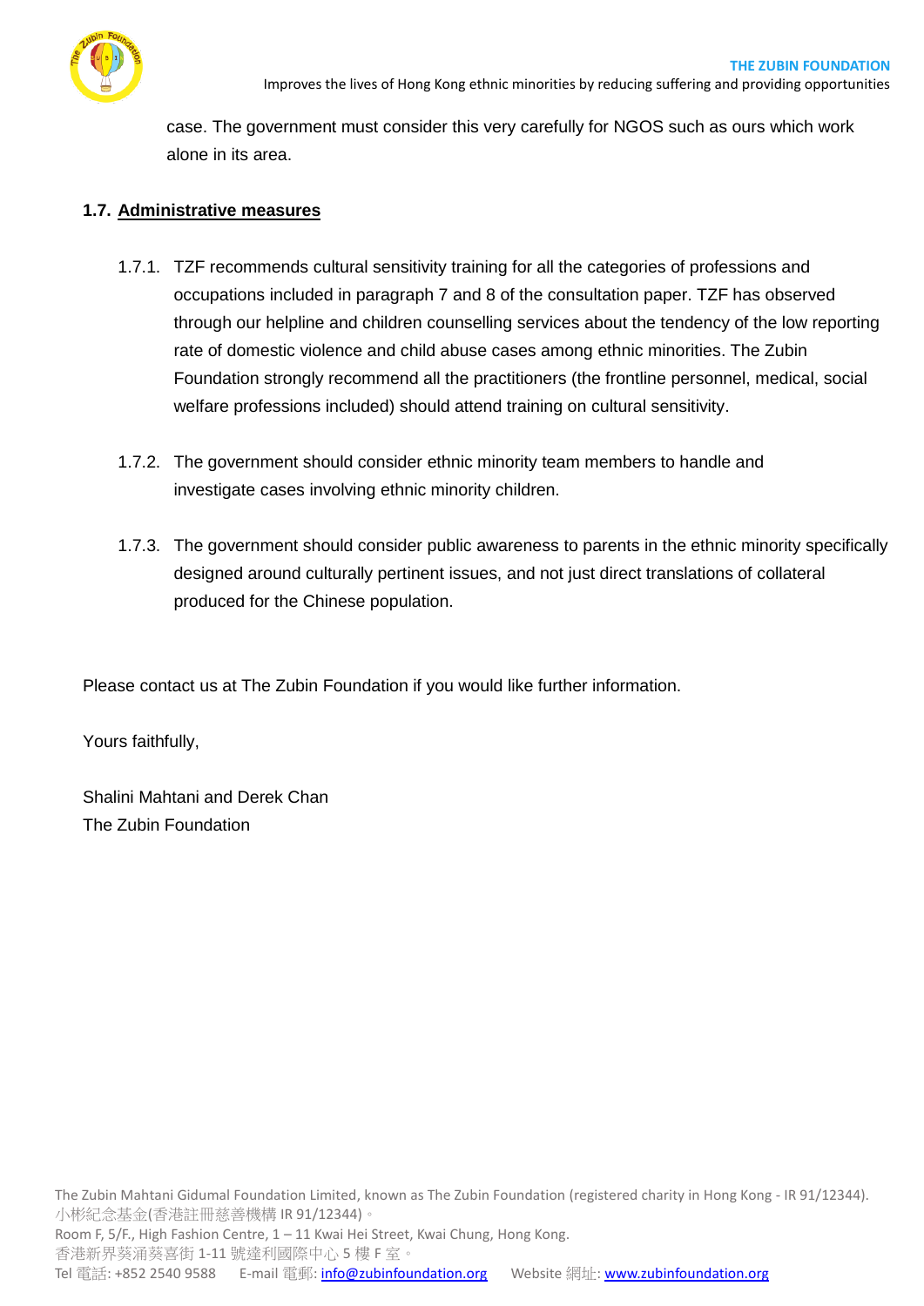case. The government must consider this very carefully for NGOS such as ours which work alone in its area.

**1.7. Administrative measures**

1.7.1. TZF recommends cultural sensitivity training for all the categories of professions and occupations included in paragraph 7 and 8 of the consultation paper. TZF has observed through our helpline and children counselling services about the tendency of the low reporting rate of domestic violence and child abuse cases among ethnic minorities. The Zubin Foundation strongly recommend all the practitioners (the frontline personnel, medical, social welfare professions included) should attend training on cultural sensitivity.

1.7.2. The government should consider ethnic minority team members to handle and investigate cases involving ethnic minority children.

1.7.3. The government should consider public awareness to parents in the ethnic minority specifically designed around culturally pertinent issues, and not just direct translations of collateral produced for the Chinese population.

Please contact us at The Zubin Foundation if you would like further information.

Yours faithfully,

Shalini Mahtani and Derek Chan
The Zubin Foundation